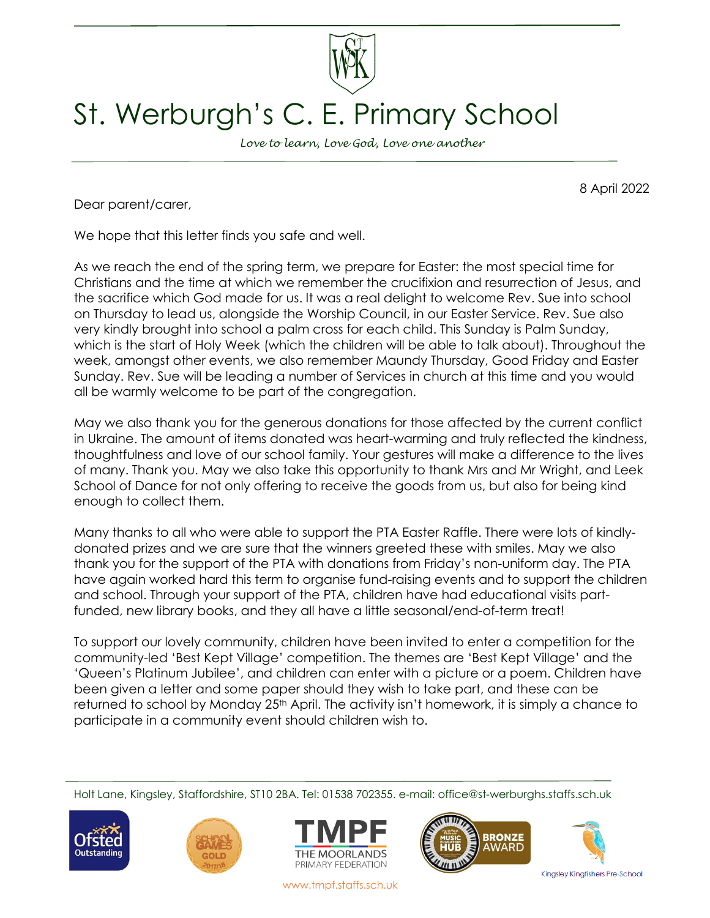# St. Werburgh's C. E. Primary School

*Love to learn, Love God, Love one another*

8 April 2022

Dear parent/carer,

We hope that this letter finds you safe and well.

As we reach the end of the spring term, we prepare for Easter: the most special time for Christians and the time at which we remember the crucifixion and resurrection of Jesus, and the sacrifice which God made for us. It was a real delight to welcome Rev. Sue into school on Thursday to lead us, alongside the Worship Council, in our Easter Service. Rev. Sue also very kindly brought into school a palm cross for each child. This Sunday is Palm Sunday, which is the start of Holy Week (which the children will be able to talk about). Throughout the week, amongst other events, we also remember Maundy Thursday, Good Friday and Easter Sunday. Rev. Sue will be leading a number of Services in church at this time and you would all be warmly welcome to be part of the congregation.

May we also thank you for the generous donations for those affected by the current conflict in Ukraine. The amount of items donated was heart-warming and truly reflected the kindness, thoughtfulness and love of our school family. Your gestures will make a difference to the lives of many. Thank you. May we also take this opportunity to thank Mrs and Mr Wright, and Leek School of Dance for not only offering to receive the goods from us, but also for being kind enough to collect them.

Many thanks to all who were able to support the PTA Easter Raffle. There were lots of kindly-donated prizes and we are sure that the winners greeted these with smiles. May we also thank you for the support of the PTA with donations from Friday's non-uniform day. The PTA have again worked hard this term to organise fund-raising events and to support the children and school. Through your support of the PTA, children have had educational visits part-funded, new library books, and they all have a little seasonal/end-of-term treat!

To support our lovely community, children have been invited to enter a competition for the community-led 'Best Kept Village' competition. The themes are 'Best Kept Village' and the 'Queen's Platinum Jubilee', and children can enter with a picture or a poem. Children have been given a letter and some paper should they wish to take part, and these can be returned to school by Monday 25th April. The activity isn't homework, it is simply a chance to participate in a community event should children wish to.

Holt Lane, Kingsley, Staffordshire, ST10 2BA. Tel: 01538 702355. e-mail: office@st-werburghs.staffs.sch.uk

www.tmpf.staffs.sch.uk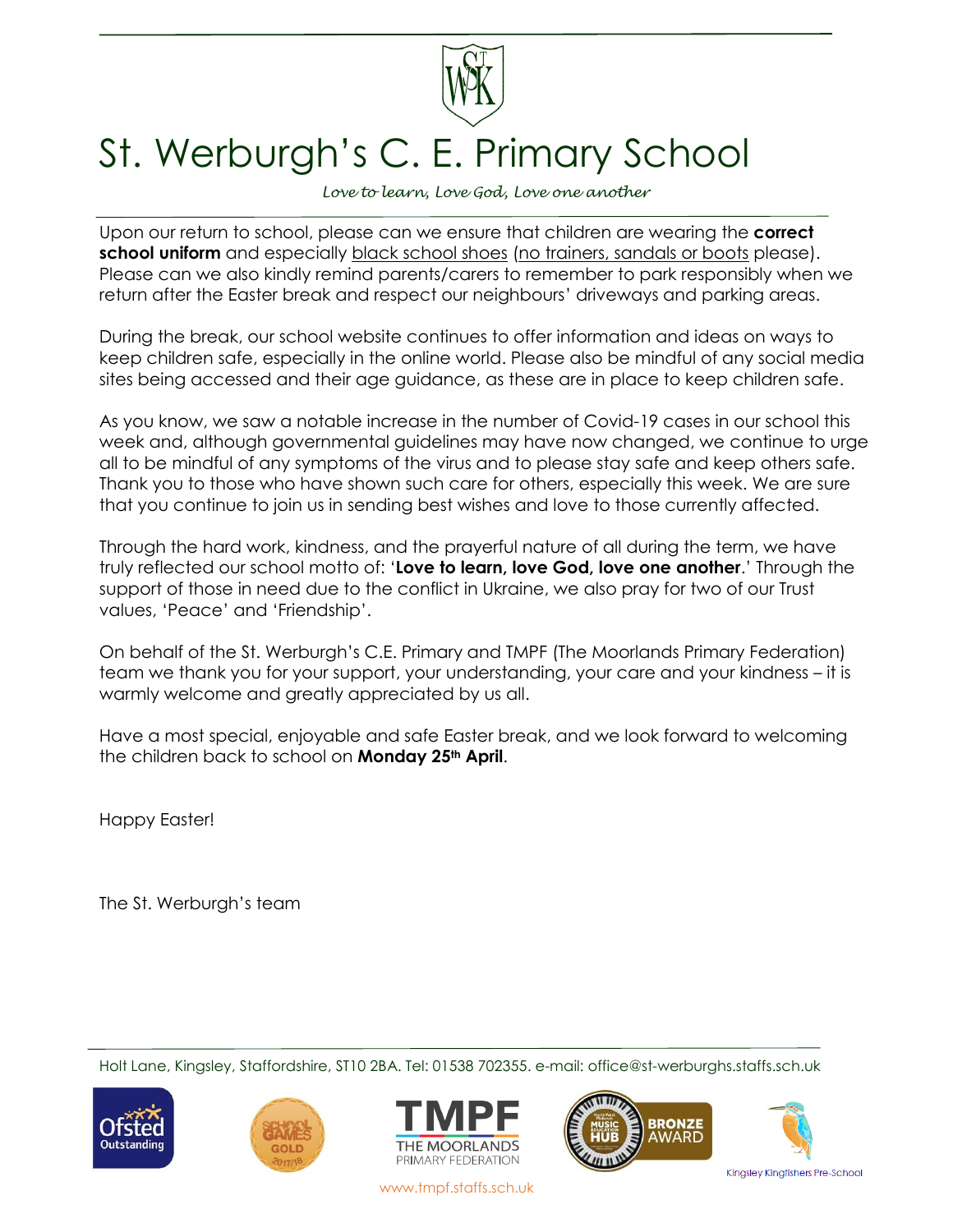# St. Werburgh's C. E. Primary School

*Love to learn, Love God, Love one another*

Upon our return to school, please can we ensure that children are wearing the **correct school uniform** and especially <u>black school shoes</u> (<u>no trainers, sandals or boots</u> please). Please can we also kindly remind parents/carers to remember to park responsibly when we return after the Easter break and respect our neighbours' driveways and parking areas.

During the break, our school website continues to offer information and ideas on ways to keep children safe, especially in the online world. Please also be mindful of any social media sites being accessed and their age guidance, as these are in place to keep children safe.

As you know, we saw a notable increase in the number of Covid-19 cases in our school this week and, although governmental guidelines may have now changed, we continue to urge all to be mindful of any symptoms of the virus and to please stay safe and keep others safe. Thank you to those who have shown such care for others, especially this week. We are sure that you continue to join us in sending best wishes and love to those currently affected.

Through the hard work, kindness, and the prayerful nature of all during the term, we have truly reflected our school motto of: '**Love to learn, love God, love one another**.' Through the support of those in need due to the conflict in Ukraine, we also pray for two of our Trust values, 'Peace' and 'Friendship'.

On behalf of the St. Werburgh's C.E. Primary and TMPF (The Moorlands Primary Federation) team we thank you for your support, your understanding, your care and your kindness – it is warmly welcome and greatly appreciated by us all.

Have a most special, enjoyable and safe Easter break, and we look forward to welcoming the children back to school on **Monday 25th April**.

Happy Easter!

The St. Werburgh's team

Holt Lane, Kingsley, Staffordshire, ST10 2BA. Tel: 01538 702355. e-mail: office@st-werburghs.staffs.sch.uk

Kingsley Kingfishers Pre-School

www.tmpf.staffs.sch.uk